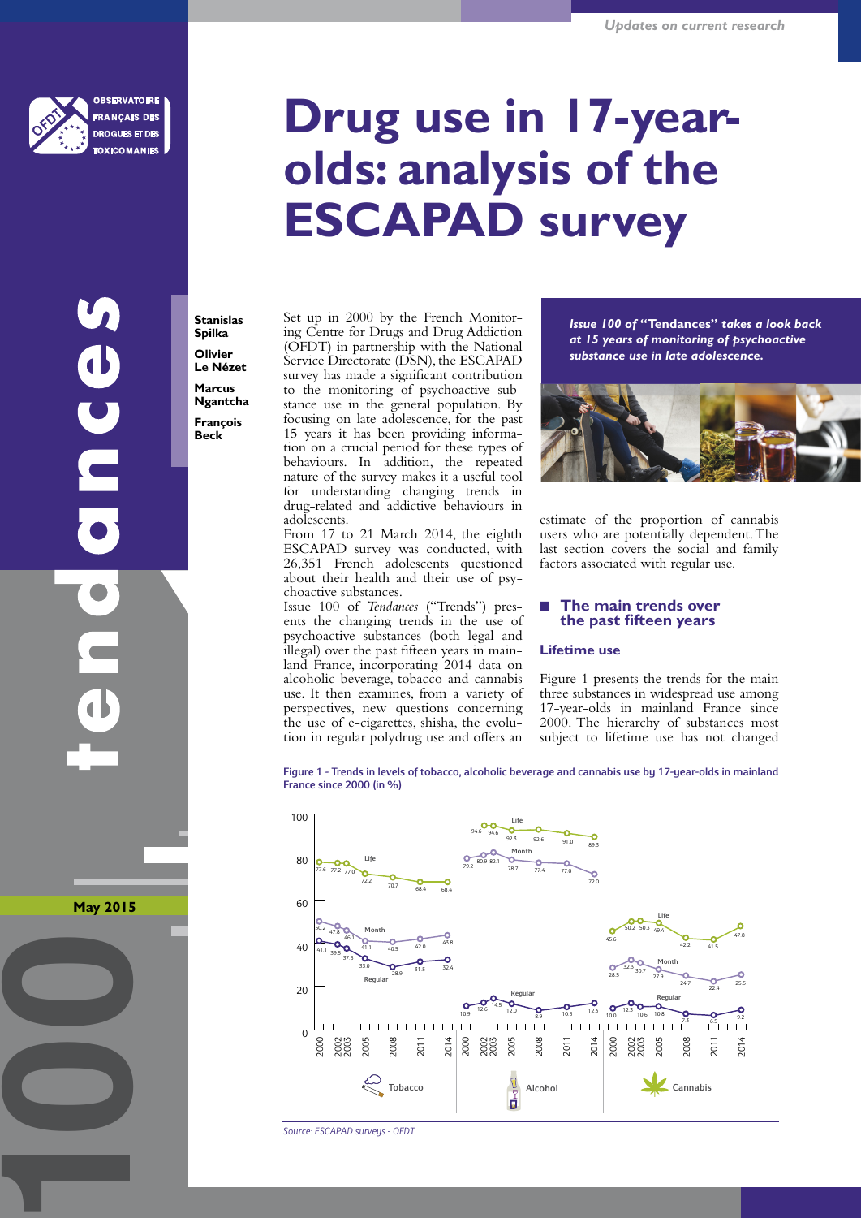# Drug use in 17-year-olds: analysis of the ESCAPAD survey

**Stanislas Spilka**

**Olivier Le Nézet**

**Marcus Ngantcha**

**François Beck**

*Issue 100 of "Tendances" takes a look back at 15 years of monitoring of psychoactive substance use in late adolescence.*

Set up in 2000 by the French Monitoring Centre for Drugs and Drug Addiction (OFDT) in partnership with the National Service Directorate (DSN), the ESCAPAD survey has made a significant contribution to the monitoring of psychoactive substance use in the general population. By focusing on late adolescence, for the past 15 years it has been providing information on a crucial period for these types of behaviours. In addition, the repeated nature of the survey makes it a useful tool for understanding changing trends in drug-related and addictive behaviours in adolescents.

From 17 to 21 March 2014, the eighth ESCAPAD survey was conducted, with 26,351 French adolescents questioned about their health and their use of psychoactive substances.

Issue 100 of *Tendances* ("Trends") presents the changing trends in the use of psychoactive substances (both legal and illegal) over the past fifteen years in mainland France, incorporating 2014 data on alcoholic beverage, tobacco and cannabis use. It then examines, from a variety of perspectives, new questions concerning the use of e-cigarettes, shisha, the evolution in regular polydrug use and offers an estimate of the proportion of cannabis users who are potentially dependent. The last section covers the social and family factors associated with regular use.

## The main trends over the past fifteen years

### Lifetime use

Figure 1 presents the trends for the main three substances in widespread use among 17-year-olds in mainland France since 2000. The hierarchy of substances most subject to lifetime use has not changed

**Figure 1 - Trends in levels of tobacco, alcoholic beverage and cannabis use by 17-year-olds in mainland France since 2000 (in %)**

| Substance | Indicator | 2000 | 2002 | 2003 | 2005 | 2008 | 2011 | 2014 |
|---|---|---|---|---|---|---|---|---|
| Tobacco | Life | 77.6 | 77.2 | 77.0 | 72.2 | 70.7 | 68.4 | 68.4 |
| Tobacco | Month | 50.2 | 47.8 | 46.1 | 41.1 | 40.5 | 42.0 | 43.8 |
| Tobacco | Regular | 41.1 | 39.5 | 37.6 | 33.0 | 28.9 | 31.5 | 32.4 |
| Alcohol | Life | | 94.6 | 94.6 | 92.3 | 92.6 | 91.0 | 89.3 |
| Alcohol | Month | 79.2 | 80.9 | 82.1 | 78.7 | 77.4 | 77.0 | 72.0 |
| Alcohol | Regular | 10.9 | 12.6 | 14.5 | 12.0 | 8.9 | 10.5 | 12.3 |
| Cannabis | Life | 45.6 | 50.2 | 50.3 | 49.4 | 42.2 | 41.5 | 47.8 |
| Cannabis | Month | 28.5 | 32.3 | 30.7 | 27.9 | 24.7 | 22.4 | 25.5 |
| Cannabis | Regular | 10.0 | 12.3 | 10.6 | 10.8 | 7.3 | 6.5 | 9.2 |

*Source: ESCAPAD surveys - OFDT*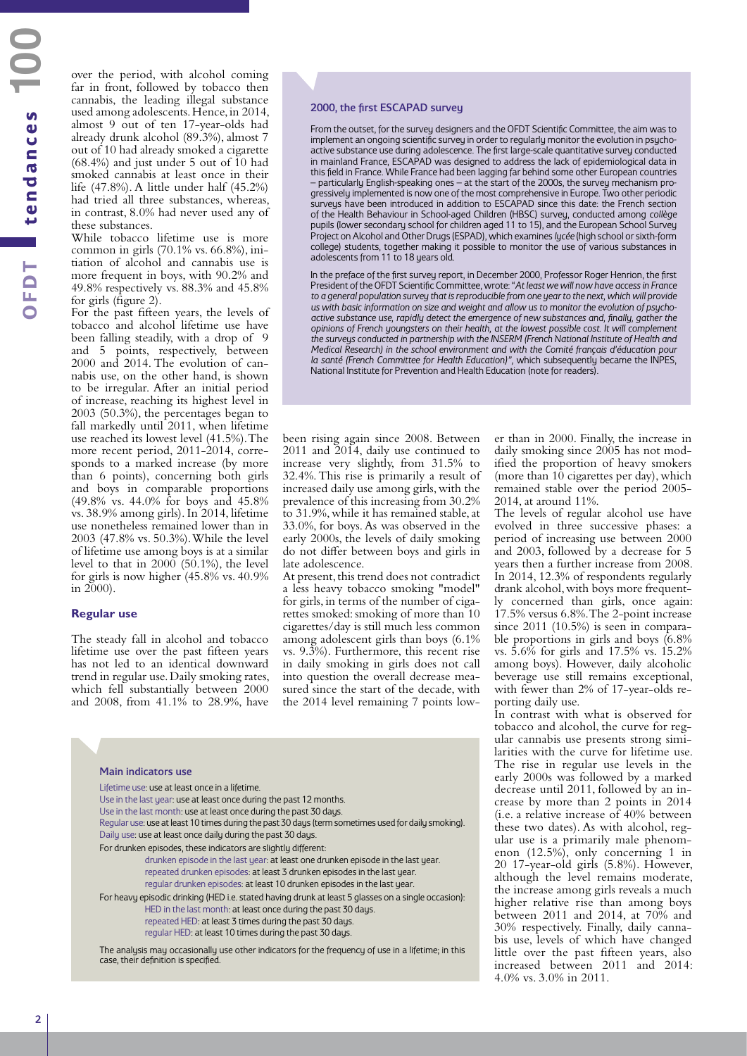over the period, with alcohol coming far in front, followed by tobacco then cannabis, the leading illegal substance used among adolescents. Hence, in 2014, almost 9 out of ten 17-year-olds had already drunk alcohol (89.3%), almost 7 out of 10 had already smoked a cigarette (68.4%) and just under 5 out of 10 had smoked cannabis at least once in their life (47.8%). A little under half (45.2%) had tried all three substances, whereas, in contrast, 8.0% had never used any of these substances.

While tobacco lifetime use is more common in girls (70.1% vs. 66.8%), initiation of alcohol and cannabis use is more frequent in boys, with 90.2% and 49.8% respectively vs. 88.3% and 45.8% for girls (figure 2).

For the past fifteen years, the levels of tobacco and alcohol lifetime use have been falling steadily, with a drop of 9 and 5 points, respectively, between 2000 and 2014. The evolution of cannabis use, on the other hand, is shown to be irregular. After an initial period of increase, reaching its highest level in 2003 (50.3%), the percentages began to fall markedly until 2011, when lifetime use reached its lowest level (41.5%). The more recent period, 2011-2014, corresponds to a marked increase (by more than 6 points), concerning both girls and boys in comparable proportions (49.8% vs. 44.0% for boys and 45.8% vs. 38.9% among girls). In 2014, lifetime use nonetheless remained lower than in 2003 (47.8% vs. 50.3%). While the level of lifetime use among boys is at a similar level to that in 2000 (50.1%), the level for girls is now higher (45.8% vs. 40.9% in 2000).

> **2000, the first ESCAPAD survey**
>
> From the outset, for the survey designers and the OFDT Scientific Committee, the aim was to implement an ongoing scientific survey in order to regularly monitor the evolution in psychoactive substance use during adolescence. The first large-scale quantitative survey conducted in mainland France, ESCAPAD was designed to address the lack of epidemiological data in this field in France. While France had been lagging far behind some other European countries – particularly English-speaking ones – at the start of the 2000s, the survey mechanism progressively implemented is now one of the most comprehensive in Europe. Two other periodic surveys have been introduced in addition to ESCAPAD since this date: the French section of the Health Behaviour in School-aged Children (HBSC) survey, conducted among *collège* pupils (lower secondary school for children aged 11 to 15), and the European School Survey Project on Alcohol and Other Drugs (ESPAD), which examines *lycée* (high school or sixth-form college) students, together making it possible to monitor the use of various substances in adolescents from 11 to 18 years old.
>
> In the preface of the first survey report, in December 2000, Professor Roger Henrion, the first President of the OFDT Scientific Committee, wrote: "*At least we will now have access in France to a general population survey that is reproducible from one year to the next, which will provide us with basic information on size and weight and allow us to monitor the evolution of psychoactive substance use, rapidly detect the emergence of new substances and, finally, gather the opinions of French youngsters on their health, at the lowest possible cost. It will complement the surveys conducted in partnership with the INSERM (French National Institute of Health and Medical Research) in the school environment and with the Comité français d'éducation pour la santé (French Committee for Health Education)*", which subsequently became the INPES, National Institute for Prevention and Health Education (note for readers).

### Regular use

The steady fall in alcohol and tobacco lifetime use over the past fifteen years has not led to an identical downward trend in regular use. Daily smoking rates, which fell substantially between 2000 and 2008, from 41.1% to 28.9%, have been rising again since 2008. Between 2011 and 2014, daily use continued to increase very slightly, from 31.5% to 32.4%. This rise is primarily a result of increased daily use among girls, with the prevalence of this increasing from 30.2% to 31.9%, while it has remained stable, at 33.0%, for boys. As was observed in the early 2000s, the levels of daily smoking do not differ between boys and girls in late adolescence.

At present, this trend does not contradict a less heavy tobacco smoking "model" for girls, in terms of the number of cigarettes smoked: smoking of more than 10 cigarettes/day is still much less common among adolescent girls than boys (6.1% vs. 9.3%). Furthermore, this recent rise in daily smoking in girls does not call into question the overall decrease measured since the start of the decade, with the 2014 level remaining 7 points lower than in 2000. Finally, the increase in daily smoking since 2005 has not modified the proportion of heavy smokers (more than 10 cigarettes per day), which remained stable over the period 2005-2014, at around 11%.

The levels of regular alcohol use have evolved in three successive phases: a period of increasing use between 2000 and 2003, followed by a decrease for 5 years then a further increase from 2008. In 2014, 12.3% of respondents regularly drank alcohol, with boys more frequently concerned than girls, once again: 17.5% versus 6.8%. The 2-point increase since 2011 (10.5%) is seen in comparable proportions in girls and boys (6.8% vs. 5.6% for girls and 17.5% vs. 15.2% among boys). However, daily alcoholic beverage use still remains exceptional, with fewer than 2% of 17-year-olds reporting daily use.

In contrast with what is observed for tobacco and alcohol, the curve for regular cannabis use presents strong similarities with the curve for lifetime use. The rise in regular use levels in the early 2000s was followed by a marked decrease until 2011, followed by an increase by more than 2 points in 2014 (i.e. a relative increase of 40% between these two dates). As with alcohol, regular use is a primarily male phenomenon (12.5%), only concerning 1 in 20 17-year-old girls (5.8%). However, although the level remains moderate, the increase among girls reveals a much higher relative rise than among boys between 2011 and 2014, at 70% and 30% respectively. Finally, daily cannabis use, levels of which have changed little over the past fifteen years, also increased between 2011 and 2014: 4.0% vs. 3.0% in 2011.

> **Main indicators use**
>
> Lifetime use: use at least once in a lifetime.
> Use in the last year: use at least once during the past 12 months.
> Use in the last month: use at least once during the past 30 days.
> Regular use: use at least 10 times during the past 30 days (term sometimes used for daily smoking).
> Daily use: use at least once daily during the past 30 days.
>
> For drunken episodes, these indicators are slightly different:
> - drunken episode in the last year: at least one drunken episode in the last year.
> - repeated drunken episodes: at least 3 drunken episodes in the last year.
> - regular drunken episodes: at least 10 drunken episodes in the last year.
>
> For heavy episodic drinking (HED i.e. stated having drunk at least 5 glasses on a single occasion):
> - HED in the last month: at least once during the past 30 days.
> - repeated HED: at least 3 times during the past 30 days.
> - regular HED: at least 10 times during the past 30 days.
>
> The analysis may occasionally use other indicators for the frequency of use in a lifetime; in this case, their definition is specified.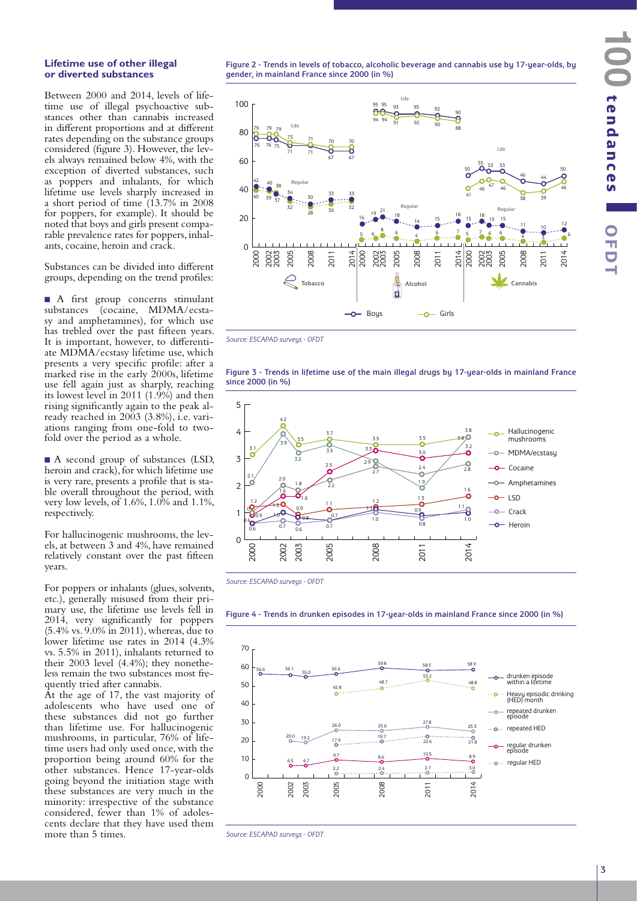### Lifetime use of other illegal or diverted substances

Between 2000 and 2014, levels of lifetime use of illegal psychoactive substances other than cannabis increased in different proportions and at different rates depending on the substance groups considered (figure 3). However, the levels always remained below 4%, with the exception of diverted substances, such as poppers and inhalants, for which lifetime use levels sharply increased in a short period of time (13.7% in 2008 for poppers, for example). It should be noted that boys and girls present comparable prevalence rates for poppers, inhalants, cocaine, heroin and crack.

Substances can be divided into different groups, depending on the trend profiles:

■ A first group concerns stimulant substances (cocaine, MDMA/ecstasy and amphetamines), for which use has trebled over the past fifteen years. It is important, however, to differentiate MDMA/ecstasy lifetime use, which presents a very specific profile: after a marked rise in the early 2000s, lifetime use fell again just as sharply, reaching its lowest level in 2011 (1.9%) and then rising significantly again to the peak already reached in 2003 (3.8%), i.e. variations ranging from one-fold to two-fold over the period as a whole.

■ A second group of substances (LSD, heroin and crack), for which lifetime use is very rare, presents a profile that is stable overall throughout the period, with very low levels, of 1.6%, 1.0% and 1.1%, respectively.

For hallucinogenic mushrooms, the levels, at between 3 and 4%, have remained relatively constant over the past fifteen years.

For poppers or inhalants (glues, solvents, etc.), generally misused from their primary use, the lifetime use levels fell in 2014, very significantly for poppers (5.4% vs. 9.0% in 2011), whereas, due to lower lifetime use rates in 2014 (4.3% vs. 5.5% in 2011), inhalants returned to their 2003 level (4.4%); they nonetheless remain the two substances most frequently tried after cannabis.

At the age of 17, the vast majority of adolescents who have used one of these substances did not go further than lifetime use. For hallucinogenic mushrooms, in particular, 76% of lifetime users had only used once, with the proportion being around 60% for the other substances. Hence 17-year-olds going beyond the initiation stage with these substances are very much in the minority: irrespective of the substance considered, fewer than 1% of adolescents declare that they have used them more than 5 times.

**Figure 2 - Trends in levels of tobacco, alcoholic beverage and cannabis use by 17-year-olds, by gender, in mainland France since 2000 (in %)**

*Source: ESCAPAD surveys - OFDT*

**Figure 3 - Trends in lifetime use of the main illegal drugs by 17-year-olds in mainland France since 2000 (in %)**

*Source: ESCAPAD surveys - OFDT*

**Figure 4 - Trends in drunken episodes in 17-year-olds in mainland France since 2000 (in %)**

*Source: ESCAPAD surveys - OFDT*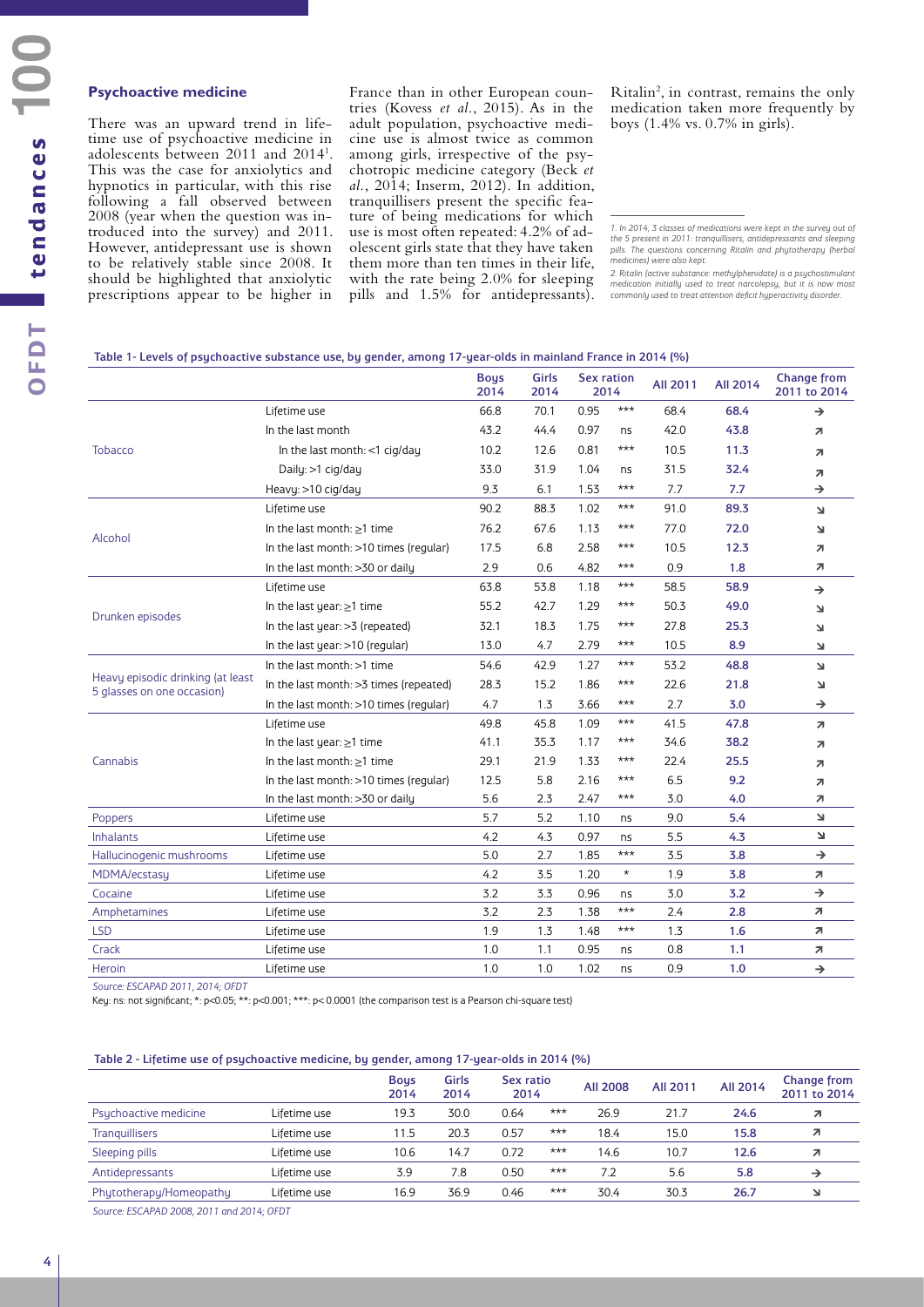## Psychoactive medicine

There was an upward trend in lifetime use of psychoactive medicine in adolescents between 2011 and 2014[1]. This was the case for anxiolytics and hypnotics in particular, with this rise following a fall observed between 2008 (year when the question was introduced into the survey) and 2011. However, antidepressant use is shown to be relatively stable since 2008. It should be highlighted that anxiolytic prescriptions appear to be higher in France than in other European countries (Kovess *et al.*, 2015). As in the adult population, psychoactive medicine use is almost twice as common among girls, irrespective of the psychotropic medicine category (Beck *et al.*, 2014; Inserm, 2012). In addition, tranquillisers present the specific feature of being medications for which use is most often repeated: 4.2% of adolescent girls state that they have taken them more than ten times in their life, with the rate being 2.0% for sleeping pills and 1.5% for antidepressants). Ritalin[2], in contrast, remains the only medication taken more frequently by boys (1.4% vs. 0.7% in girls).

*1. In 2014, 3 classes of medications were kept in the survey out of the 5 present in 2011: tranquillisers, antidepressants and sleeping pills. The questions concerning Ritalin and phytotherapy (herbal medicines) were also kept.*

*2. Ritalin (active substance: methylphenidate) is a psychostimulant medication initially used to treat narcolepsy, but it is now most commonly used to treat attention deficit hyperactivity disorder.*

**Table 1- Levels of psychoactive substance use, by gender, among 17-year-olds in mainland France in 2014 (%)**

| | | Boys 2014 | Girls 2014 | Sex ration 2014 | | All 2011 | All 2014 | Change from 2011 to 2014 |
|---|---|---|---|---|---|---|---|---|
| Tobacco | Lifetime use | 66.8 | 70.1 | 0.95 | *** | 68.4 | **68.4** | → |
| | In the last month | 43.2 | 44.4 | 0.97 | ns | 42.0 | **43.8** | ↗ |
| | In the last month: <1 cig/day | 10.2 | 12.6 | 0.81 | *** | 10.5 | **11.3** | ↗ |
| | Daily: >1 cig/day | 33.0 | 31.9 | 1.04 | ns | 31.5 | **32.4** | ↗ |
| | Heavy: >10 cig/day | 9.3 | 6.1 | 1.53 | *** | 7.7 | **7.7** | → |
| Alcohol | Lifetime use | 90.2 | 88.3 | 1.02 | *** | 91.0 | **89.3** | ↘ |
| | In the last month: ≥1 time | 76.2 | 67.6 | 1.13 | *** | 77.0 | **72.0** | ↘ |
| | In the last month: >10 times (regular) | 17.5 | 6.8 | 2.58 | *** | 10.5 | **12.3** | ↗ |
| | In the last month: >30 or daily | 2.9 | 0.6 | 4.82 | *** | 0.9 | **1.8** | ↗ |
| Drunken episodes | Lifetime use | 63.8 | 53.8 | 1.18 | *** | 58.5 | **58.9** | → |
| | In the last year: ≥1 time | 55.2 | 42.7 | 1.29 | *** | 50.3 | **49.0** | ↘ |
| | In the last year: >3 (repeated) | 32.1 | 18.3 | 1.75 | *** | 27.8 | **25.3** | ↘ |
| | In the last year: >10 (regular) | 13.0 | 4.7 | 2.79 | *** | 10.5 | **8.9** | ↘ |
| Heavy episodic drinking (at least 5 glasses on one occasion) | In the last month: >1 time | 54.6 | 42.9 | 1.27 | *** | 53.2 | **48.8** | ↘ |
| | In the last month: >3 times (repeated) | 28.3 | 15.2 | 1.86 | *** | 22.6 | **21.8** | ↘ |
| | In the last month: >10 times (regular) | 4.7 | 1.3 | 3.66 | *** | 2.7 | **3.0** | → |
| Cannabis | Lifetime use | 49.8 | 45.8 | 1.09 | *** | 41.5 | **47.8** | ↗ |
| | In the last year: ≥1 time | 41.1 | 35.3 | 1.17 | *** | 34.6 | **38.2** | ↗ |
| | In the last month: ≥1 time | 29.1 | 21.9 | 1.33 | *** | 22.4 | **25.5** | ↗ |
| | In the last month: >10 times (regular) | 12.5 | 5.8 | 2.16 | *** | 6.5 | **9.2** | ↗ |
| | In the last month: >30 or daily | 5.6 | 2.3 | 2.47 | *** | 3.0 | **4.0** | ↗ |
| Poppers | Lifetime use | 5.7 | 5.2 | 1.10 | ns | 9.0 | **5.4** | ↘ |
| Inhalants | Lifetime use | 4.2 | 4.3 | 0.97 | ns | 5.5 | **4.3** | ↘ |
| Hallucinogenic mushrooms | Lifetime use | 5.0 | 2.7 | 1.85 | *** | 3.5 | **3.8** | → |
| MDMA/ecstasy | Lifetime use | 4.2 | 3.5 | 1.20 | * | 1.9 | **3.8** | ↗ |
| Cocaine | Lifetime use | 3.2 | 3.3 | 0.96 | ns | 3.0 | **3.2** | → |
| Amphetamines | Lifetime use | 3.2 | 2.3 | 1.38 | *** | 2.4 | **2.8** | ↗ |
| LSD | Lifetime use | 1.9 | 1.3 | 1.48 | *** | 1.3 | **1.6** | ↗ |
| Crack | Lifetime use | 1.0 | 1.1 | 0.95 | ns | 0.8 | **1.1** | ↗ |
| Heroin | Lifetime use | 1.0 | 1.0 | 1.02 | ns | 0.9 | **1.0** | → |

*Source: ESCAPAD 2011, 2014; OFDT*

Key: ns: not significant; *: p<0.05; **: p<0.001; ***: p< 0.0001 (the comparison test is a Pearson chi-square test)

**Table 2 - Lifetime use of psychoactive medicine, by gender, among 17-year-olds in 2014 (%)**

| | | Boys 2014 | Girls 2014 | Sex ratio 2014 | | All 2008 | All 2011 | All 2014 | Change from 2011 to 2014 |
|---|---|---|---|---|---|---|---|---|---|
| Psychoactive medicine | Lifetime use | 19.3 | 30.0 | 0.64 | *** | 26.9 | 21.7 | **24.6** | ↗ |
| Tranquillisers | Lifetime use | 11.5 | 20.3 | 0.57 | *** | 18.4 | 15.0 | **15.8** | ↗ |
| Sleeping pills | Lifetime use | 10.6 | 14.7 | 0.72 | *** | 14.6 | 10.7 | **12.6** | ↗ |
| Antidepressants | Lifetime use | 3.9 | 7.8 | 0.50 | *** | 7.2 | 5.6 | **5.8** | → |
| Phytotherapy/Homeopathy | Lifetime use | 16.9 | 36.9 | 0.46 | *** | 30.4 | 30.3 | **26.7** | ↘ |

*Source: ESCAPAD 2008, 2011 and 2014; OFDT*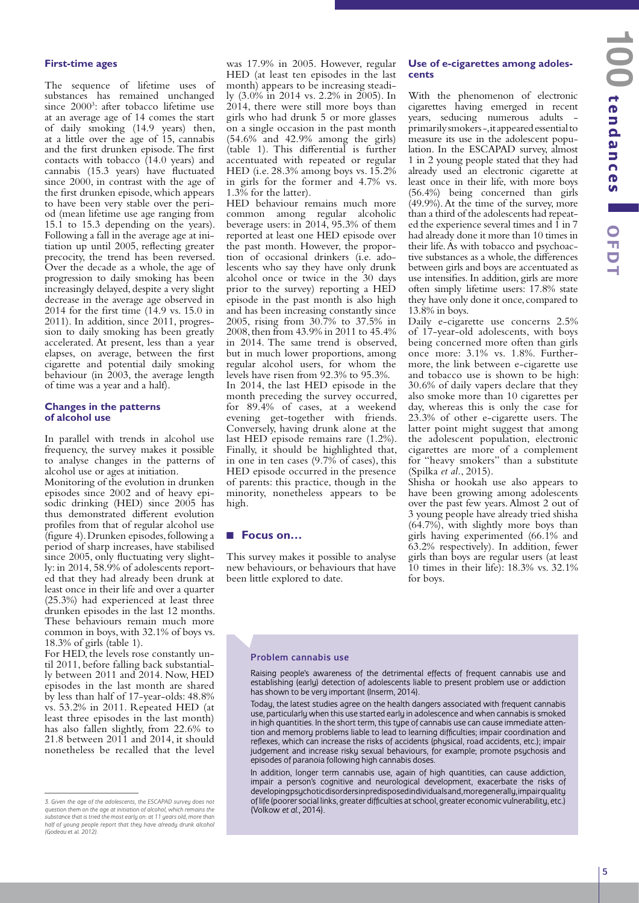### First-time ages

The sequence of lifetime uses of substances has remained unchanged since 2000[3]: after tobacco lifetime use at an average age of 14 comes the start of daily smoking (14.9 years) then, at a little over the age of 15, cannabis and the first drunken episode. The first contacts with tobacco (14.0 years) and cannabis (15.3 years) have fluctuated since 2000, in contrast with the age of the first drunken episode, which appears to have been very stable over the period (mean lifetime use age ranging from 15.1 to 15.3 depending on the years). Following a fall in the average age at initiation up until 2005, reflecting greater precocity, the trend has been reversed. Over the decade as a whole, the age of progression to daily smoking has been increasingly delayed, despite a very slight decrease in the average age observed in 2014 for the first time (14.9 vs. 15.0 in 2011). In addition, since 2011, progression to daily smoking has been greatly accelerated. At present, less than a year elapses, on average, between the first cigarette and potential daily smoking behaviour (in 2003, the average length of time was a year and a half).

### Changes in the patterns of alcohol use

In parallel with trends in alcohol use frequency, the survey makes it possible to analyse changes in the patterns of alcohol use or ages at initiation.

Monitoring of the evolution in drunken episodes since 2002 and of heavy episodic drinking (HED) since 2005 has thus demonstrated different evolution profiles from that of regular alcohol use (figure 4). Drunken episodes, following a period of sharp increases, have stabilised since 2005, only fluctuating very slightly: in 2014, 58.9% of adolescents reported that they had already been drunk at least once in their life and over a quarter (25.3%) had experienced at least three drunken episodes in the last 12 months. These behaviours remain much more common in boys, with 32.1% of boys vs. 18.3% of girls (table 1).

For HED, the levels rose constantly until 2011, before falling back substantially between 2011 and 2014. Now, HED episodes in the last month are shared by less than half of 17-year-olds: 48.8% vs. 53.2% in 2011. Repeated HED (at least three episodes in the last month) has also fallen slightly, from 22.6% to 21.8 between 2011 and 2014, it should nonetheless be recalled that the level was 17.9% in 2005. However, regular HED (at least ten episodes in the last month) appears to be increasing steadily (3.0% in 2014 vs. 2.2% in 2005). In 2014, there were still more boys than girls who had drunk 5 or more glasses on a single occasion in the past month (54.6% and 42.9% among the girls) (table 1). This differential is further accentuated with repeated or regular HED (i.e. 28.3% among boys vs. 15.2% in girls for the former and 4.7% vs. 1.3% for the latter).

HED behaviour remains much more common among regular alcoholic beverage users: in 2014, 95.3% of them reported at least one HED episode over the past month. However, the proportion of occasional drinkers (i.e. adolescents who say they have only drunk alcohol once or twice in the 30 days prior to the survey) reporting a HED episode in the past month is also high and has been increasing constantly since 2005, rising from 30.7% to 37.5% in 2008, then from 43.9% in 2011 to 45.4% in 2014. The same trend is observed, but in much lower proportions, among regular alcohol users, for whom the levels have risen from 92.3% to 95.3%.

In 2014, the last HED episode in the month preceding the survey occurred, for 89.4% of cases, at a weekend evening get-together with friends. Conversely, having drunk alone at the last HED episode remains rare (1.2%). Finally, it should be highlighted that, in one in ten cases (9.7% of cases), this HED episode occurred in the presence of parents: this practice, though in the minority, nonetheless appears to be high.

## Focus on…

This survey makes it possible to analyse new behaviours, or behaviours that have been little explored to date.

### Use of e-cigarettes among adolescents

With the phenomenon of electronic cigarettes having emerged in recent years, seducing numerous adults - primarily smokers -, it appeared essential to measure its use in the adolescent population. In the ESCAPAD survey, almost 1 in 2 young people stated that they had already used an electronic cigarette at least once in their life, with more boys (56.4%) being concerned than girls (49.9%). At the time of the survey, more than a third of the adolescents had repeated the experience several times and 1 in 7 had already done it more than 10 times in their life. As with tobacco and psychoactive substances as a whole, the differences between girls and boys are accentuated as use intensifies. In addition, girls are more often simply lifetime users: 17.8% state they have only done it once, compared to 13.8% in boys.

Daily e-cigarette use concerns 2.5% of 17-year-old adolescents, with boys being concerned more often than girls once more: 3.1% vs. 1.8%. Furthermore, the link between e-cigarette use and tobacco use is shown to be high: 30.6% of daily vapers declare that they also smoke more than 10 cigarettes per day, whereas this is only the case for 23.3% of other e-cigarette users. The latter point might suggest that among the adolescent population, electronic cigarettes are more of a complement for "heavy smokers" than a substitute (Spilka *et al.*, 2015).

Shisha or hookah use also appears to have been growing among adolescents over the past few years. Almost 2 out of 3 young people have already tried shisha (64.7%), with slightly more boys than girls having experimented (66.1% and 63.2% respectively). In addition, fewer girls than boys are regular users (at least 10 times in their life): 18.3% vs. 32.1% for boys.

#### Problem cannabis use

Raising people's awareness of the detrimental effects of frequent cannabis use and establishing (early) detection of adolescents liable to present problem use or addiction has shown to be very important (Inserm, 2014).

Today, the latest studies agree on the health dangers associated with frequent cannabis use, particularly when this use started early in adolescence and when cannabis is smoked in high quantities. In the short term, this type of cannabis use can cause immediate attention and memory problems liable to lead to learning difficulties; impair coordination and reflexes, which can increase the risks of accidents (physical, road accidents, etc.); impair judgement and increase risky sexual behaviours, for example; promote psychosis and episodes of paranoia following high cannabis doses.

In addition, longer term cannabis use, again of high quantities, can cause addiction, impair a person's cognitive and neurological development, exacerbate the risks of developing psychotic disorders in predisposed individuals and, more generally, impair quality of life (poorer social links, greater difficulties at school, greater economic vulnerability, etc.) (Volkow *et al.*, 2014).

---

3. *Given the age of the adolescents, the ESCAPAD survey does not question them on the age at initiation of alcohol, which remains the substance that is tried the most early on: at 11 years old, more than half of young people report that they have already drunk alcohol (Godeau* et al. *2012).*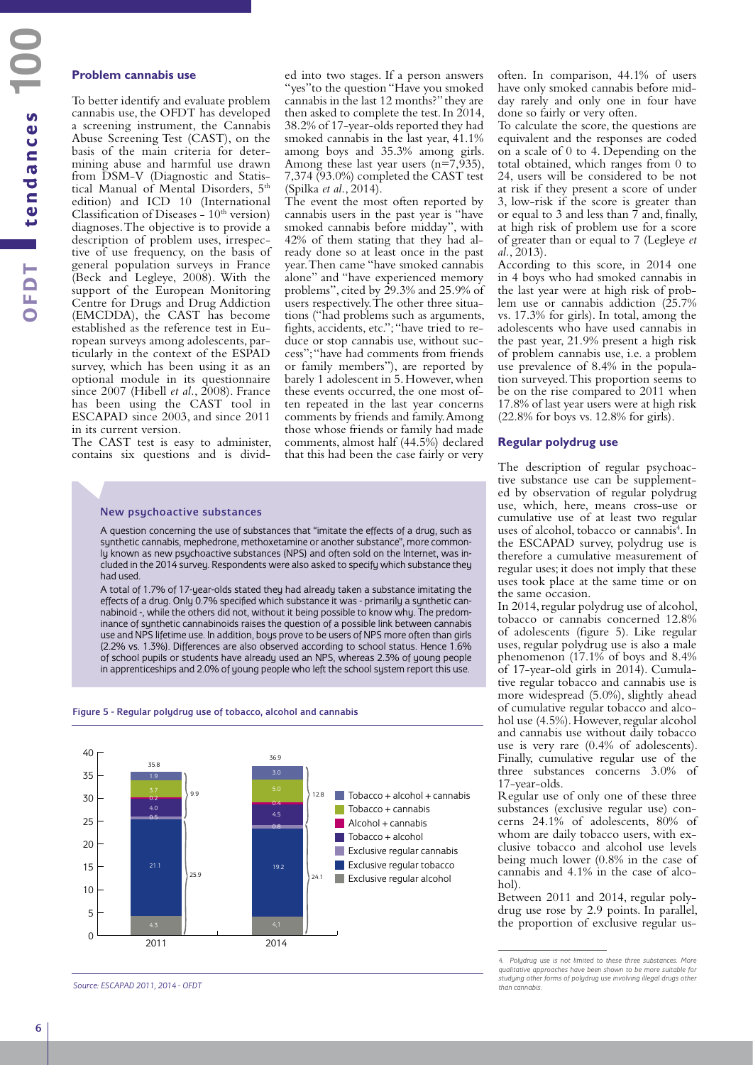## Problem cannabis use

To better identify and evaluate problem cannabis use, the OFDT has developed a screening instrument, the Cannabis Abuse Screening Test (CAST), on the basis of the main criteria for determining abuse and harmful use drawn from DSM-V (Diagnostic and Statistical Manual of Mental Disorders, 5th edition) and ICD 10 (International Classification of Diseases - 10th version) diagnoses. The objective is to provide a description of problem uses, irrespective of use frequency, on the basis of general population surveys in France (Beck and Legleye, 2008). With the support of the European Monitoring Centre for Drugs and Drug Addiction (EMCDDA), the CAST has become established as the reference test in European surveys among adolescents, particularly in the context of the ESPAD survey, which has been using it as an optional module in its questionnaire since 2007 (Hibell *et al.*, 2008). France has been using the CAST tool in ESCAPAD since 2003, and since 2011 in its current version.

The CAST test is easy to administer, contains six questions and is divided into two stages. If a person answers "yes" to the question "Have you smoked cannabis in the last 12 months?" they are then asked to complete the test. In 2014, 38.2% of 17-year-olds reported they had smoked cannabis in the last year, 41.1% among boys and 35.3% among girls. Among these last year users (n=7,935), 7,374 (93.0%) completed the CAST test (Spilka *et al.*, 2014).

The event the most often reported by cannabis users in the past year is "have smoked cannabis before midday", with 42% of them stating that they had already done so at least once in the past year. Then came "have smoked cannabis alone" and "have experienced memory problems", cited by 29.3% and 25.9% of users respectively. The other three situations ("had problems such as arguments, fights, accidents, etc."; "have tried to reduce or stop cannabis use, without success"; "have had comments from friends or family members"), are reported by barely 1 adolescent in 5. However, when these events occurred, the one most often repeated in the last year concerns comments by friends and family. Among those whose friends or family had made comments, almost half (44.5%) declared that this had been the case fairly or very often. In comparison, 44.1% of users have only smoked cannabis before midday rarely and only one in four have done so fairly or very often.

To calculate the score, the questions are equivalent and the responses are coded on a scale of 0 to 4. Depending on the total obtained, which ranges from 0 to 24, users will be considered to be not at risk if they present a score of under 3, low-risk if the score is greater than or equal to 3 and less than 7 and, finally, at high risk of problem use for a score of greater than or equal to 7 (Legleye *et al.*, 2013).

According to this score, in 2014 one in 4 boys who had smoked cannabis in the last year were at high risk of problem use or cannabis addiction (25.7% vs. 17.3% for girls). In total, among the adolescents who have used cannabis in the past year, 21.9% present a high risk of problem cannabis use, i.e. a problem use prevalence of 8.4% in the population surveyed. This proportion seems to be on the rise compared to 2011 when 17.8% of last year users were at high risk (22.8% for boys vs. 12.8% for girls).

### New psychoactive substances

A question concerning the use of substances that "imitate the effects of a drug, such as synthetic cannabis, mephedrone, methoxetamine or another substance", more commonly known as new psychoactive substances (NPS) and often sold on the Internet, was included in the 2014 survey. Respondents were also asked to specify which substance they had used.

A total of 1.7% of 17-year-olds stated they had already taken a substance imitating the effects of a drug. Only 0.7% specified which substance it was - primarily a synthetic cannabinoid -, while the others did not, without it being possible to know why. The predominance of synthetic cannabinoids raises the question of a possible link between cannabis use and NPS lifetime use. In addition, boys prove to be users of NPS more often than girls (2.2% vs. 1.3%). Differences are also observed according to school status. Hence 1.6% of school pupils or students have already used an NPS, whereas 2.3% of young people in apprenticeships and 2.0% of young people who left the school system report this use.

**Figure 5 - Regular polydrug use of tobacco, alcohol and cannabis**

| | 2011 | 2014 |
|---|---|---|
| Tobacco + alcohol + cannabis | 1.9 | 3.0 |
| Tobacco + cannabis | 3.7 | 5.0 |
| Alcohol + cannabis | 0.2 | 0.4 |
| Tobacco + alcohol | 4.0 | 4.5 |
| Exclusive regular cannabis | 0.5 | 0.8 |
| Exclusive regular tobacco | 21.1 | 19.2 |
| Exclusive regular alcohol | 4.3 | 4.1 |
| Polydrug use total | 9.9 | 12.8 |
| Exclusive regular use total | 25.9 | 24.1 |
| Total | 35.8 | 36.9 |

*Source: ESCAPAD 2011, 2014 - OFDT*

## Regular polydrug use

The description of regular psychoactive substance use can be supplemented by observation of regular polydrug use, which, here, means cross-use or cumulative use of at least two regular uses of alcohol, tobacco or cannabis[4]. In the ESCAPAD survey, polydrug use is therefore a cumulative measurement of regular uses; it does not imply that these uses took place at the same time or on the same occasion.

In 2014, regular polydrug use of alcohol, tobacco or cannabis concerned 12.8% of adolescents (figure 5). Like regular uses, regular polydrug use is also a male phenomenon (17.1% of boys and 8.4% of 17-year-old girls in 2014). Cumulative regular tobacco and cannabis use is more widespread (5.0%), slightly ahead of cumulative regular tobacco and alcohol use (4.5%). However, regular alcohol and cannabis use without daily tobacco use is very rare (0.4% of adolescents). Finally, cumulative regular use of the three substances concerns 3.0% of 17-year-olds.

Regular use of only one of these three substances (exclusive regular use) concerns 24.1% of adolescents, 80% of whom are daily tobacco users, with exclusive tobacco and alcohol use levels being much lower (0.8% in the case of cannabis and 4.1% in the case of alcohol).

Between 2011 and 2014, regular polydrug use rose by 2.9 points. In parallel, the proportion of exclusive regular us-

---

*4. Polydrug use is not limited to these three substances. More qualitative approaches have been shown to be more suitable for studying other forms of polydrug use involving illegal drugs other than cannabis.*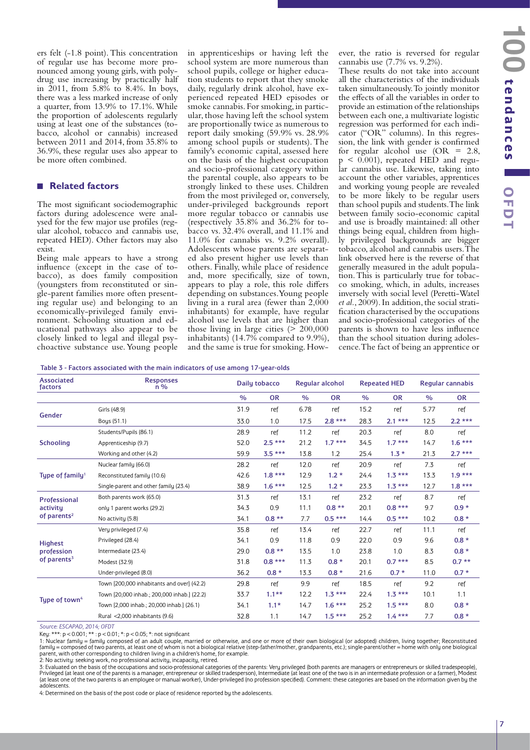ers felt (-1.8 point). This concentration of regular use has become more pronounced among young girls, with polydrug use increasing by practically half in 2011, from 5.8% to 8.4%. In boys, there was a less marked increase of only a quarter, from 13.9% to 17.1%. While the proportion of adolescents regularly using at least one of the substances (tobacco, alcohol or cannabis) increased between 2011 and 2014, from 35.8% to 36.9%, these regular uses also appear to be more often combined.

## Related factors

The most significant sociodemographic factors during adolescence were analysed for the few major use profiles (regular alcohol, tobacco and cannabis use, repeated HED). Other factors may also exist.

Being male appears to have a strong influence (except in the case of tobacco), as does family composition (youngsters from reconstituted or single-parent families more often presenting regular use) and belonging to an economically-privileged family environment. Schooling situation and educational pathways also appear to be closely linked to legal and illegal psychoactive substance use. Young people in apprenticeships or having left the school system are more numerous than school pupils, college or higher education students to report that they smoke daily, regularly drink alcohol, have experienced repeated HED episodes or smoke cannabis. For smoking, in particular, those having left the school system are proportionally twice as numerous to report daily smoking (59.9% vs. 28.9% among school pupils or students). The family's economic capital, assessed here on the basis of the highest occupation and socio-professional category within the parental couple, also appears to be strongly linked to these uses. Children from the most privileged or, conversely, under-privileged backgrounds report more regular tobacco or cannabis use (respectively 35.8% and 36.2% for tobacco vs. 32.4% overall, and 11.1% and 11.0% for cannabis vs. 9.2% overall). Adolescents whose parents are separated also present higher use levels than others. Finally, while place of residence and, more specifically, size of town, appears to play a role, this role differs depending on substances. Young people living in a rural area (fewer than 2,000 inhabitants) for example, have regular alcohol use levels that are higher than those living in large cities (> 200,000 inhabitants) (14.7% compared to 9.9%), and the same is true for smoking. However, the ratio is reversed for regular cannabis use (7.7% vs. 9.2%).

These results do not take into account all the characteristics of the individuals taken simultaneously. To jointly monitor the effects of all the variables in order to provide an estimation of the relationships between each one, a multivariate logistic regression was performed for each indicator ("OR" columns). In this regression, the link with gender is confirmed for regular alcohol use (OR = 2.8, $p < 0.001$), repeated HED and regular cannabis use. Likewise, taking into account the other variables, apprentices and working young people are revealed to be more likely to be regular users than school pupils and students. The link between family socio-economic capital and use is broadly maintained: all other things being equal, children from highly privileged backgrounds are bigger tobacco, alcohol and cannabis users. The link observed here is the reverse of that generally measured in the adult population. This is particularly true for tobacco smoking, which, in adults, increases inversely with social level (Peretti-Watel *et al.*, 2009). In addition, the social stratification characterised by the occupations and socio-professional categories of the parents is shown to have less influence than the school situation during adolescence. The fact of being an apprentice or

**Table 3 - Factors associated with the main indicators of use among 17-year-olds**

| Associated factors | Responses n % | Daily tobacco | | Regular alcohol | | Repeated HED | | Regular cannabis | |
|---|---|---|---|---|---|---|---|---|---|
| | | % | OR | % | OR | % | OR | % | OR |
| Gender | Girls (48.9) | 31.9 | ref | 6.78 | ref | 15.2 | ref | 5.77 | ref |
| | Boys (51.1) | 33.0 | 1.0 | 17.5 | 2.8 *** | 28.3 | 2.1 *** | 12.5 | 2.2 *** |
| Schooling | Students/Pupils (86.1) | 28.9 | ref | 11.2 | ref | 20.3 | ref | 8.0 | ref |
| | Apprenticeship (9.7) | 52.0 | 2.5 *** | 21.2 | 1.7 *** | 34.5 | 1.7 *** | 14.7 | 1.6 *** |
| | Working and other (4.2) | 59.9 | 3.5 *** | 13.8 | 1.2 | 25.4 | 1.3 * | 21.3 | 2.7 *** |
| Type of family[1] | Nuclear family (66.0) | 28.2 | ref | 12.0 | ref | 20.9 | ref | 7.3 | ref |
| | Reconstituted family (10.6) | 42.6 | 1.8 *** | 12.9 | 1.2 * | 24.4 | 1.3 *** | 13.3 | 1.9 *** |
| | Single-parent and other family (23.4) | 38.9 | 1.6 *** | 12.5 | 1.2 * | 23.3 | 1.3 *** | 12.7 | 1.8 *** |
| Professional activity of parents[2] | Both parents work (65.0) | 31.3 | ref | 13.1 | ref | 23.2 | ref | 8.7 | ref |
| | only 1 parent works (29.2) | 34.3 | 0.9 | 11.1 | 0.8 ** | 20.1 | 0.8 *** | 9.7 | 0.9 * |
| | No activity (5.8) | 34.1 | 0.8 ** | 7.7 | 0.5 *** | 14.4 | 0.5 *** | 10.2 | 0.8 * |
| Highest profession of parents[3] | Very privileged (7.4) | 35.8 | ref | 13.4 | ref | 22.7 | ref | 11.1 | ref |
| | Privileged (28.4) | 34.1 | 0.9 | 11.8 | 0.9 | 22.0 | 0.9 | 9.6 | 0.8 * |
| | Intermediate (23.4) | 29.0 | 0.8 ** | 13.5 | 1.0 | 23.8 | 1.0 | 8.3 | 0.8 * |
| | Modest (32.9) | 31.8 | 0.8 *** | 11.3 | 0.8 * | 20.1 | 0.7 *** | 8.5 | 0.7 ** |
| | Under-privileged (8.0) | 36.2 | 0.8 * | 13.3 | 0.8 * | 21.6 | 0.7 * | 11.0 | 0.7 * |
| Type of town[4] | Town [200,000 inhabitants and over] (42.2) | 29.8 | ref | 9.9 | ref | 18.5 | ref | 9.2 | ref |
| | Town [20,000 inhab.; 200,000 inhab.] (22.2) | 33.7 | 1.1** | 12.2 | 1.3 *** | 22.4 | 1.3 *** | 10.1 | 1.1 |
| | Town [2,000 inhab.; 20,000 inhab.] (26.1) | 34.1 | 1.1* | 14.7 | 1.6 *** | 25.2 | 1.5 *** | 8.0 | 0.8 * |
| | Rural <2,000 inhabitants (9.6) | 32.8 | 1.1 | 14.7 | 1.5 *** | 25.2 | 1.4 *** | 7.7 | 0.8 * |

*Source: ESCAPAD, 2014; OFDT*

Key: ***: p < 0.001; ** : p < 0.01; *: p < 0.05; *: not significant

1: Nuclear family = family composed of an adult couple, married or otherwise, and one or more of their own biological (or adopted) children, living together; Reconstituted family = composed of two parents, at least one of whom is not a biological relative (step-father/mother, grandparents, etc.); single-parent/other = home with only one biological parent, with other corresponding to children living in a children's home, for example.

2: No activity: seeking work, no professional activity, incapacity, retired.

3: Evaluated on the basis of the occupations and socio-professional categories of the parents: Very privileged (both parents are managers or entrepreneurs or skilled tradespeople), Privileged (at least one of the parents is a manager, entrepreneur or skilled tradesperson), Intermediate (at least one of the two is in an intermediate profession or a farmer), Modest (at least one of the two parents is an employee or manual worker), Under-privileged (no profession specified). Comment: these categories are based on the information given by the adolescents.

4: Determined on the basis of the post code or place of residence reported by the adolescents.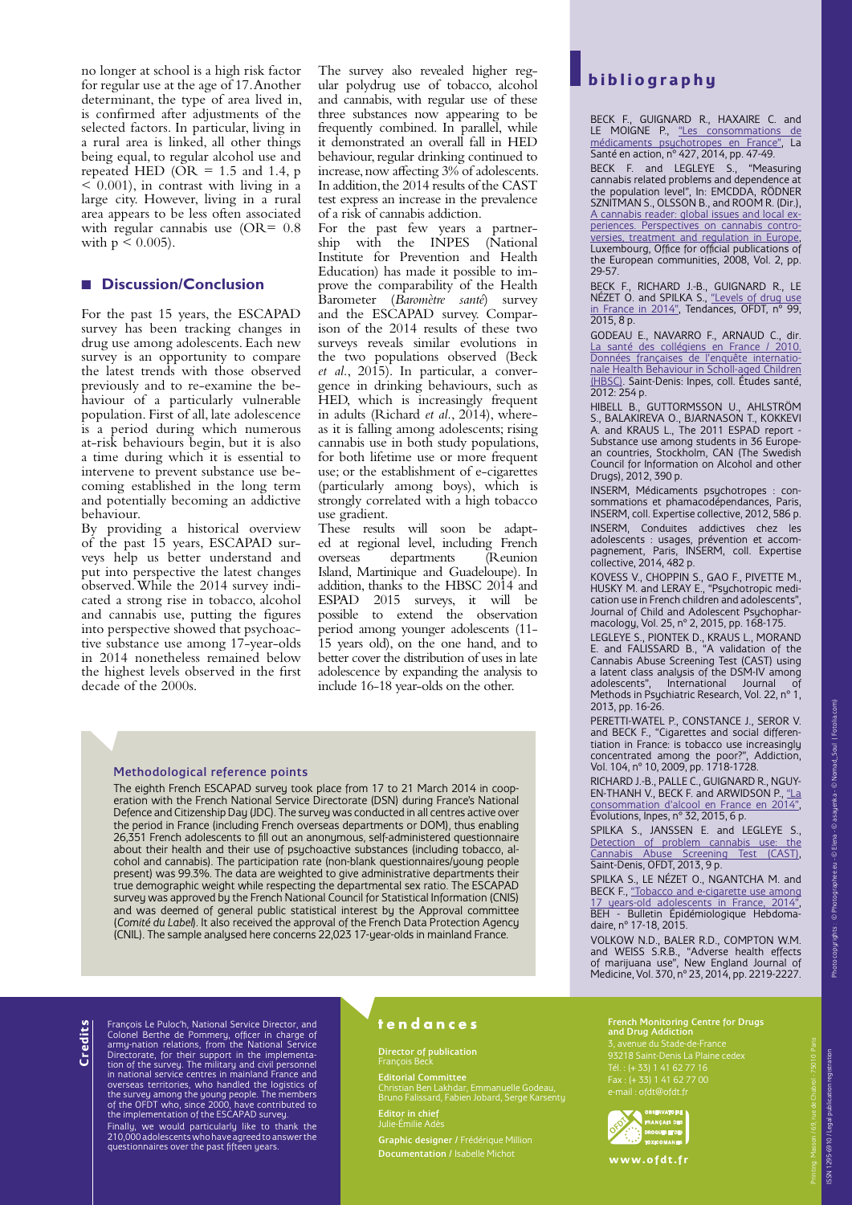no longer at school is a high risk factor for regular use at the age of 17. Another determinant, the type of area lived in, is confirmed after adjustments of the selected factors. In particular, living in a rural area is linked, all other things being equal, to regular alcohol use and repeated HED (OR = 1.5 and 1.4, $p < 0.001$), in contrast with living in a large city. However, living in a rural area appears to be less often associated with regular cannabis use (OR= 0.8 with $p < 0.005$).

## Discussion/Conclusion

For the past 15 years, the ESCAPAD survey has been tracking changes in drug use among adolescents. Each new survey is an opportunity to compare the latest trends with those observed previously and to re-examine the behaviour of a particularly vulnerable population. First of all, late adolescence is a period during which numerous at-risk behaviours begin, but it is also a time during which it is essential to intervene to prevent substance use becoming established in the long term and potentially becoming an addictive behaviour.

By providing a historical overview of the past 15 years, ESCAPAD surveys help us better understand and put into perspective the latest changes observed. While the 2014 survey indicated a strong rise in tobacco, alcohol and cannabis use, putting the figures into perspective showed that psychoactive substance use among 17-year-olds in 2014 nonetheless remained below the highest levels observed in the first decade of the 2000s.

The survey also revealed higher regular polydrug use of tobacco, alcohol and cannabis, with regular use of these three substances now appearing to be frequently combined. In parallel, while it demonstrated an overall fall in HED behaviour, regular drinking continued to increase, now affecting 3% of adolescents. In addition, the 2014 results of the CAST test express an increase in the prevalence of a risk of cannabis addiction.

For the past few years a partnership with the INPES (National Institute for Prevention and Health Education) has made it possible to improve the comparability of the Health Barometer (*Baromètre santé*) survey and the ESCAPAD survey. Comparison of the 2014 results of these two surveys reveals similar evolutions in the two populations observed (Beck *et al.*, 2015). In particular, a convergence in drinking behaviours, such as HED, which is increasingly frequent in adults (Richard *et al.*, 2014), whereas it is falling among adolescents; rising cannabis use in both study populations, for both lifetime use or more frequent use; or the establishment of e-cigarettes (particularly among boys), which is strongly correlated with a high tobacco use gradient.

These results will soon be adapted at regional level, including French overseas departments (Reunion Island, Martinique and Guadeloupe). In addition, thanks to the HBSC 2014 and ESPAD 2015 surveys, it will be possible to extend the observation period among younger adolescents (11-15 years old), on the one hand, and to better cover the distribution of uses in late adolescence by expanding the analysis to include 16-18 year-olds on the other.

### Methodological reference points

The eighth French ESCAPAD survey took place from 17 to 21 March 2014 in cooperation with the French National Service Directorate (DSN) during France's National Defence and Citizenship Day (JDC). The survey was conducted in all centres active over the period in France (including French overseas departments or DOM), thus enabling 26,351 French adolescents to fill out an anonymous, self-administered questionnaire about their health and their use of psychoactive substances (including tobacco, alcohol and cannabis). The participation rate (non-blank questionnaires/young people present) was 99.3%. The data are weighted to give administrative departments their true demographic weight while respecting the departmental sex ratio. The ESCAPAD survey was approved by the French National Council for Statistical Information (CNIS) and was deemed of general public statistical interest by the Approval committee (*Comité du Label*). It also received the approval of the French Data Protection Agency (CNIL). The sample analysed here concerns 22,023 17-year-olds in mainland France.

## bibliography

BECK F., GUIGNARD R., HAXAIRE C. and LE MOIGNE P., "Les consommations de médicaments psychotropes en France", La Santé en action, n° 427, 2014, pp. 47-49.

BECK F. and LEGLEYE S., "Measuring cannabis related problems and dependence at the population level", In: EMCDDA, RÖDNER SZNITMAN S., OLSSON B., and ROOM R. (Dir.), A cannabis reader: global issues and local experiences. Perspectives on cannabis controversies, treatment and regulation in Europe, Luxembourg, Office for official publications of the European communities, 2008, Vol. 2, pp. 29-57.

BECK F., RICHARD J.-B., GUIGNARD R., LE NÉZET O. and SPILKA S., "Levels of drug use in France in 2014", Tendances, OFDT, n° 99, 2015, 8 p.

GODEAU E., NAVARRO F., ARNAUD C., dir. La santé des collégiens en France / 2010. Données françaises de l'enquête internationale Health Behaviour in Scholl-aged Children (HBSC). Saint-Denis: Inpes, coll. Études santé, 2012: 254 p.

HIBELL B., GUTTORMSSON U., AHLSTRÖM S., BALAKIREVA O., BJARNASON T., KOKKEVI A. and KRAUS L., The 2011 ESPAD report - Substance use among students in 36 European countries, Stockholm, CAN (The Swedish Council for Information on Alcohol and other Drugs), 2012, 390 p.

INSERM, Médicaments psychotropes : consommations et phamacodépendances, Paris, INSERM, coll. Expertise collective, 2012, 586 p.

INSERM, Conduites addictives chez les adolescents : usages, prévention et accompagnement, Paris, INSERM, coll. Expertise collective, 2014, 482 p.

KOVESS V., CHOPPIN S., GAO F., PIVETTE M., HUSKY M. and LERAY E., "Psychotropic medication use in French children and adolescents", Journal of Child and Adolescent Psychopharmacology, Vol. 25, n° 2, 2015, pp. 168-175.

LEGLEYE S., PIONTEK D., KRAUS L., MORAND E. and FALISSARD B., "A validation of the Cannabis Abuse Screening Test (CAST) using a latent class analysis of the DSM-IV among adolescents", International Journal of Methods in Psychiatric Research, Vol. 22, n° 1, 2013, pp. 16-26.

PERETTI-WATEL P., CONSTANCE J., SEROR V. and BECK F., "Cigarettes and social differentiation in France: is tobacco use increasingly concentrated among the poor?", Addiction, Vol. 104, n° 10, 2009, pp. 1718-1728.

RICHARD J.-B., PALLE C., GUIGNARD R., NGUYEN-THANH V., BECK F. and ARWIDSON P., "La consommation d'alcool en France en 2014", Évolutions, Inpes, n° 32, 2015, 6 p.

SPILKA S., JANSSEN E. and LEGLEYE S., Detection of problem cannabis use: the Cannabis Abuse Screening Test (CAST), Saint-Denis, OFDT, 2013, 9 p.

SPILKA S., LE NÉZET O., NGANTCHA M. and BECK F., "Tobacco and e-cigarette use among 17 years-old adolescents in France, 2014", BEH - Bulletin Épidémiologique Hebdomadaire, n° 17-18, 2015.

VOLKOW N.D., BALER R.D., COMPTON W.M. and WEISS S.R.B., "Adverse health effects of marijuana use", New England Journal of Medicine, Vol. 370, n° 23, 2014, pp. 2219-2227.

**Credits**

François Le Puloc'h, National Service Director, and Colonel Berthe de Pommery, officer in charge of army-nation relations, from the National Service Directorate, for their support in the implementation of the survey. The military and civil personnel in national service centres in mainland France and overseas territories, who handled the logistics of the survey among the young people. The members of the OFDT who, since 2000, have contributed to the implementation of the ESCAPAD survey.

Finally, we would particularly like to thank the 210,000 adolescents who have agreed to answer the questionnaires over the past fifteen years.

**tendances**

**Director of publication** François Beck

**Editorial Committee** Christian Ben Lakhdar, Emmanuelle Godeau, Bruno Falissard, Fabien Jobard, Serge Karsenty

**Editor in chief** Julie-Émilie Adès

**Graphic designer** / Frédérique Million

**Documentation** / Isabelle Michot

**French Monitoring Centre for Drugs and Drug Addiction**
3, avenue du Stade-de-France
93218 Saint-Denis La Plaine cedex
Tél. : (+ 33) 1 41 62 77 16
Fax : (+ 33) 1 41 62 77 00
e-mail : ofdt@ofdt.fr

**www.ofdt.fr**

ISSN 1295-6910 / Legal publication registration

Printing: Masson / 69, rue de Chabrol - 75010 Paris

Photo copyrights : © Photographee.eu - © Elena - © aisaylenka - © Nomad_Soul | Fotolia.com